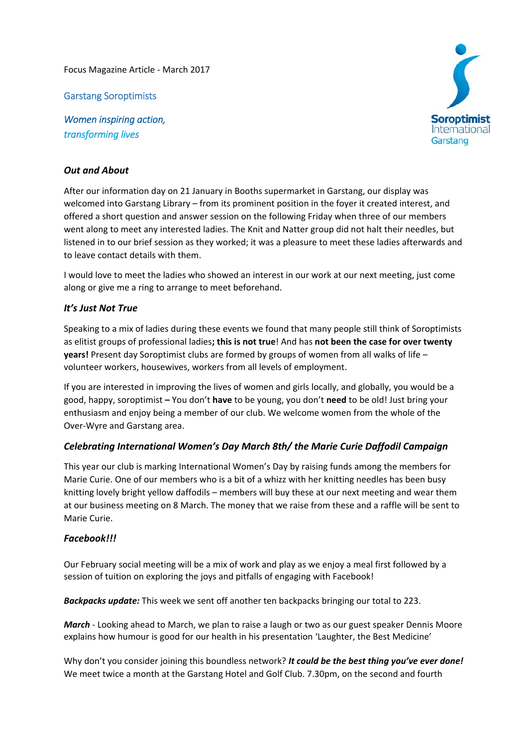Focus Magazine Article - March 2017

Garstang Soroptimists

*Women inspiring action,*
*transforming lives*

Soroptimist International Garstang

### *Out and About*

After our information day on 21 January in Booths supermarket in Garstang, our display was welcomed into Garstang Library – from its prominent position in the foyer it created interest, and offered a short question and answer session on the following Friday when three of our members went along to meet any interested ladies. The Knit and Natter group did not halt their needles, but listened in to our brief session as they worked; it was a pleasure to meet these ladies afterwards and to leave contact details with them.

I would love to meet the ladies who showed an interest in our work at our next meeting, just come along or give me a ring to arrange to meet beforehand.

### *It's Just Not True*

Speaking to a mix of ladies during these events we found that many people still think of Soroptimists as elitist groups of professional ladies**; this is not true**! And has **not been the case for over twenty years!** Present day Soroptimist clubs are formed by groups of women from all walks of life – volunteer workers, housewives, workers from all levels of employment.

If you are interested in improving the lives of women and girls locally, and globally, you would be a good, happy, soroptimist **–** You don't **have** to be young, you don't **need** to be old! Just bring your enthusiasm and enjoy being a member of our club. We welcome women from the whole of the Over-Wyre and Garstang area.

### *Celebrating International Women's Day March 8th/ the Marie Curie Daffodil Campaign*

This year our club is marking International Women's Day by raising funds among the members for Marie Curie. One of our members who is a bit of a whizz with her knitting needles has been busy knitting lovely bright yellow daffodils – members will buy these at our next meeting and wear them at our business meeting on 8 March. The money that we raise from these and a raffle will be sent to Marie Curie.

### *Facebook!!!*

Our February social meeting will be a mix of work and play as we enjoy a meal first followed by a session of tuition on exploring the joys and pitfalls of engaging with Facebook!

***Backpacks update:*** This week we sent off another ten backpacks bringing our total to 223.

***March*** - Looking ahead to March, we plan to raise a laugh or two as our guest speaker Dennis Moore explains how humour is good for our health in his presentation 'Laughter, the Best Medicine'

Why don't you consider joining this boundless network? ***It could be the best thing you've ever done!*** We meet twice a month at the Garstang Hotel and Golf Club. 7.30pm, on the second and fourth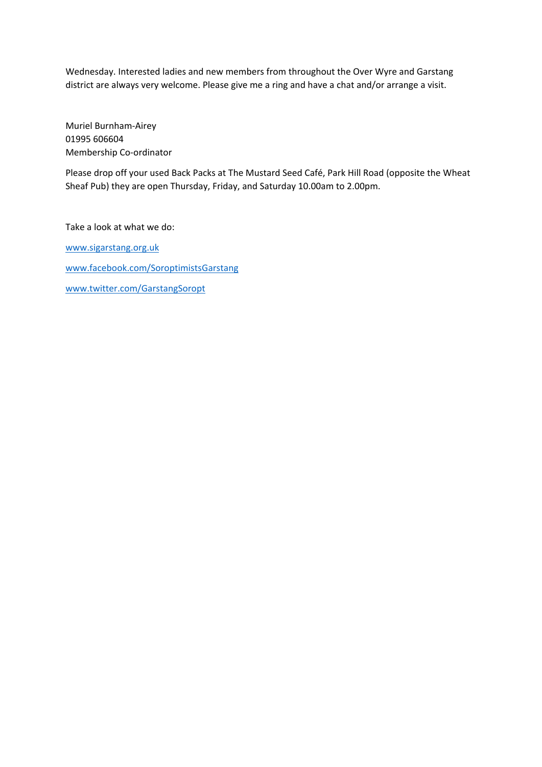Wednesday. Interested ladies and new members from throughout the Over Wyre and Garstang district are always very welcome. Please give me a ring and have a chat and/or arrange a visit.

Muriel Burnham-Airey
01995 606604
Membership Co-ordinator

Please drop off your used Back Packs at The Mustard Seed Café, Park Hill Road (opposite the Wheat Sheaf Pub) they are open Thursday, Friday, and Saturday 10.00am to 2.00pm.

Take a look at what we do:

[www.sigarstang.org.uk](http://www.sigarstang.org.uk)

[www.facebook.com/SoroptimistsGarstang](http://www.facebook.com/SoroptimistsGarstang)

[www.twitter.com/GarstangSoropt](http://www.twitter.com/GarstangSoropt)